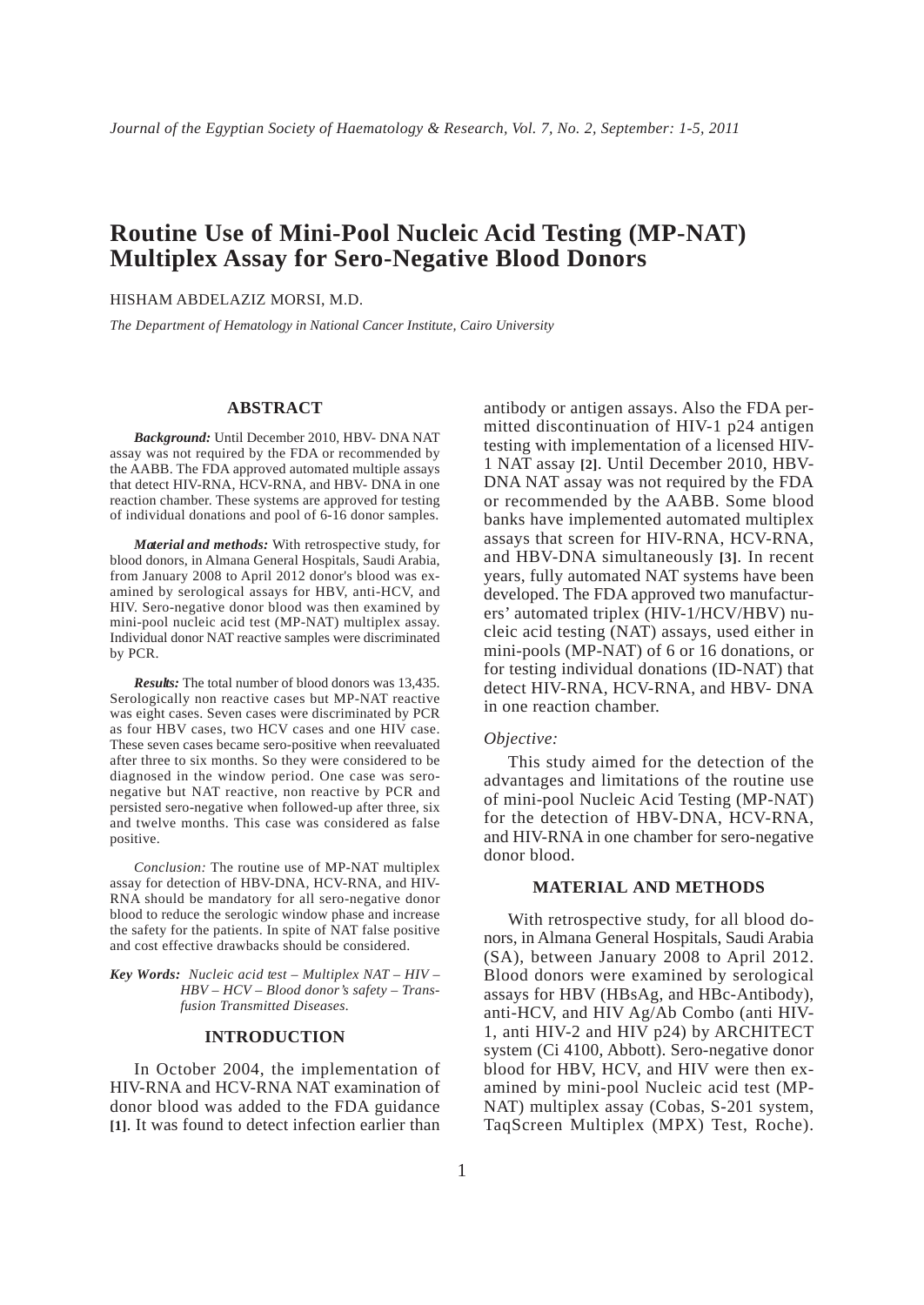# Routine Use of Mini-Pool Nucleic Acid Testing (MP-NAT) Multiplex Assay for Sero-Negative Blood Donors

HISHAM ABDELAZIZ MORSI, M.D.

*The Department of Hematology in National Cancer Institute, Cairo University*

## ABSTRACT

***Background:*** Until December 2010, HBV- DNA NAT assay was not required by the FDA or recommended by the AABB. The FDA approved automated multiple assays that detect HIV-RNA, HCV-RNA, and HBV- DNA in one reaction chamber. These systems are approved for testing of individual donations and pool of 6-16 donor samples.

***Material and methods:*** With retrospective study, for blood donors, in Almana General Hospitals, Saudi Arabia, from January 2008 to April 2012 donor's blood was examined by serological assays for HBV, anti-HCV, and HIV. Sero-negative donor blood was then examined by mini-pool nucleic acid test (MP-NAT) multiplex assay. Individual donor NAT reactive samples were discriminated by PCR.

***Results:*** The total number of blood donors was 13,435. Serologically non reactive cases but MP-NAT reactive was eight cases. Seven cases were discriminated by PCR as four HBV cases, two HCV cases and one HIV case. These seven cases became sero-positive when reevaluated after three to six months. So they were considered to be diagnosed in the window period. One case was sero-negative but NAT reactive, non reactive by PCR and persisted sero-negative when followed-up after three, six and twelve months. This case was considered as false positive.

*Conclusion:* The routine use of MP-NAT multiplex assay for detection of HBV-DNA, HCV-RNA, and HIV-RNA should be mandatory for all sero-negative donor blood to reduce the serologic window phase and increase the safety for the patients. In spite of NAT false positive and cost effective drawbacks should be considered.

***Key Words:*** *Nucleic acid test – Multiplex NAT – HIV – HBV – HCV – Blood donor's safety – Transfusion Transmitted Diseases.*

## INTRODUCTION

In October 2004, the implementation of HIV-RNA and HCV-RNA NAT examination of donor blood was added to the FDA guidance **[1]**. It was found to detect infection earlier than antibody or antigen assays. Also the FDA permitted discontinuation of HIV-1 p24 antigen testing with implementation of a licensed HIV-1 NAT assay **[2]**. Until December 2010, HBV-DNA NAT assay was not required by the FDA or recommended by the AABB. Some blood banks have implemented automated multiplex assays that screen for HIV-RNA, HCV-RNA, and HBV-DNA simultaneously **[3]**. In recent years, fully automated NAT systems have been developed. The FDA approved two manufacturers' automated triplex (HIV-1/HCV/HBV) nucleic acid testing (NAT) assays, used either in mini-pools (MP-NAT) of 6 or 16 donations, or for testing individual donations (ID-NAT) that detect HIV-RNA, HCV-RNA, and HBV- DNA in one reaction chamber.

*Objective:*

This study aimed for the detection of the advantages and limitations of the routine use of mini-pool Nucleic Acid Testing (MP-NAT) for the detection of HBV-DNA, HCV-RNA, and HIV-RNA in one chamber for sero-negative donor blood.

## MATERIAL AND METHODS

With retrospective study, for all blood donors, in Almana General Hospitals, Saudi Arabia (SA), between January 2008 to April 2012. Blood donors were examined by serological assays for HBV (HBsAg, and HBc-Antibody), anti-HCV, and HIV Ag/Ab Combo (anti HIV-1, anti HIV-2 and HIV p24) by ARCHITECT system (Ci 4100, Abbott). Sero-negative donor blood for HBV, HCV, and HIV were then examined by mini-pool Nucleic acid test (MP-NAT) multiplex assay (Cobas, S-201 system, TaqScreen Multiplex (MPX) Test, Roche).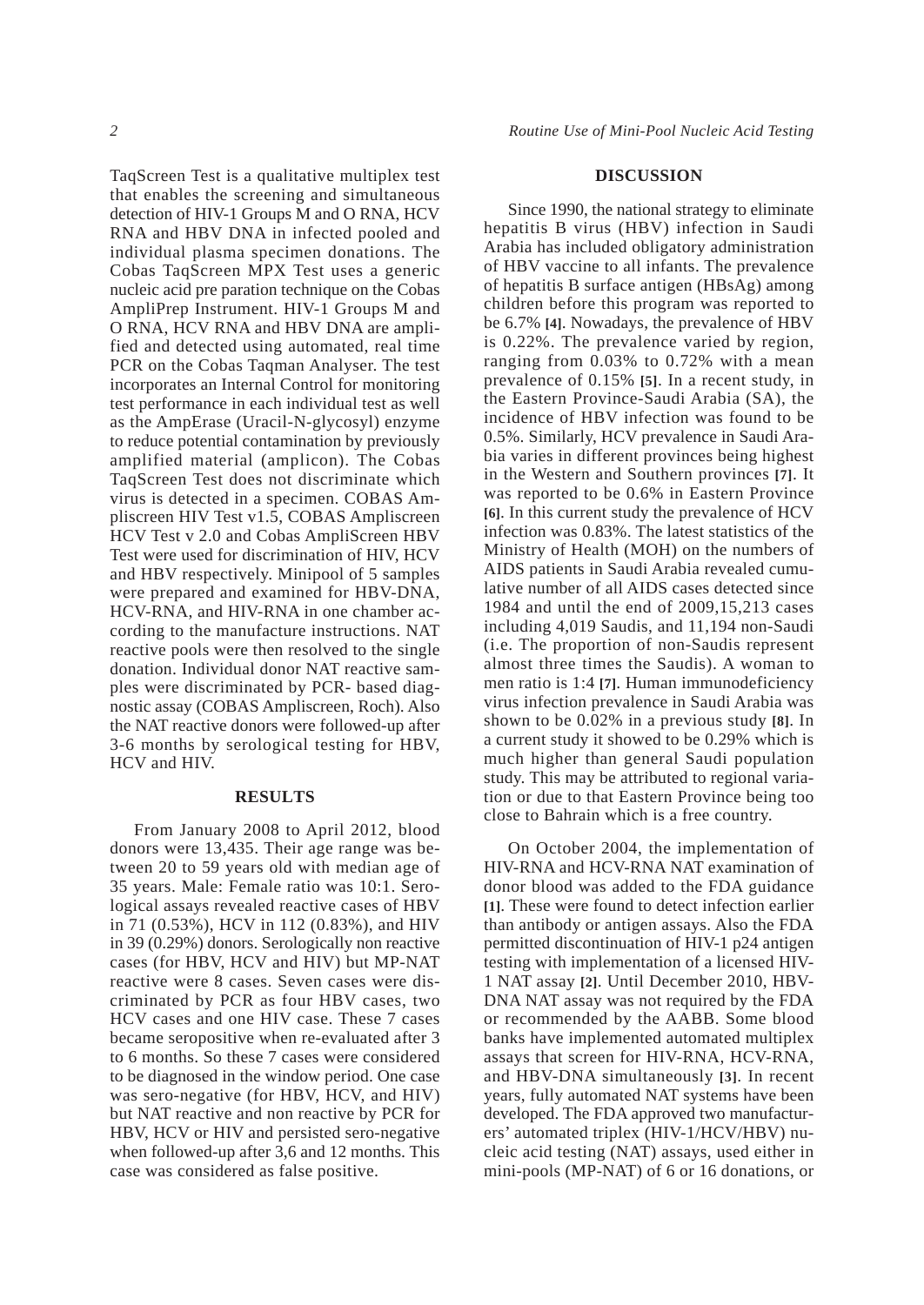TaqScreen Test is a qualitative multiplex test that enables the screening and simultaneous detection of HIV-1 Groups M and O RNA, HCV RNA and HBV DNA in infected pooled and individual plasma specimen donations. The Cobas TaqScreen MPX Test uses a generic nucleic acid pre paration technique on the Cobas AmpliPrep Instrument. HIV-1 Groups M and O RNA, HCV RNA and HBV DNA are amplified and detected using automated, real time PCR on the Cobas Taqman Analyser. The test incorporates an Internal Control for monitoring test performance in each individual test as well as the AmpErase (Uracil-N-glycosyl) enzyme to reduce potential contamination by previously amplified material (amplicon). The Cobas TaqScreen Test does not discriminate which virus is detected in a specimen. COBAS Ampliscreen HIV Test v1.5, COBAS Ampliscreen HCV Test v 2.0 and Cobas AmpliScreen HBV Test were used for discrimination of HIV, HCV and HBV respectively. Minipool of 5 samples were prepared and examined for HBV-DNA, HCV-RNA, and HIV-RNA in one chamber according to the manufacture instructions. NAT reactive pools were then resolved to the single donation. Individual donor NAT reactive samples were discriminated by PCR- based diagnostic assay (COBAS Ampliscreen, Roch). Also the NAT reactive donors were followed-up after 3-6 months by serological testing for HBV, HCV and HIV.

## RESULTS

From January 2008 to April 2012, blood donors were 13,435. Their age range was between 20 to 59 years old with median age of 35 years. Male: Female ratio was 10:1. Serological assays revealed reactive cases of HBV in 71 (0.53%), HCV in 112 (0.83%), and HIV in 39 (0.29%) donors. Serologically non reactive cases (for HBV, HCV and HIV) but MP-NAT reactive were 8 cases. Seven cases were discriminated by PCR as four HBV cases, two HCV cases and one HIV case. These 7 cases became seropositive when re-evaluated after 3 to 6 months. So these 7 cases were considered to be diagnosed in the window period. One case was sero-negative (for HBV, HCV, and HIV) but NAT reactive and non reactive by PCR for HBV, HCV or HIV and persisted sero-negative when followed-up after 3,6 and 12 months. This case was considered as false positive.

## DISCUSSION

Since 1990, the national strategy to eliminate hepatitis B virus (HBV) infection in Saudi Arabia has included obligatory administration of HBV vaccine to all infants. The prevalence of hepatitis B surface antigen (HBsAg) among children before this program was reported to be 6.7% [4]. Nowadays, the prevalence of HBV is 0.22%. The prevalence varied by region, ranging from 0.03% to 0.72% with a mean prevalence of 0.15% [5]. In a recent study, in the Eastern Province-Saudi Arabia (SA), the incidence of HBV infection was found to be 0.5%. Similarly, HCV prevalence in Saudi Arabia varies in different provinces being highest in the Western and Southern provinces [7]. It was reported to be 0.6% in Eastern Province [6]. In this current study the prevalence of HCV infection was 0.83%. The latest statistics of the Ministry of Health (MOH) on the numbers of AIDS patients in Saudi Arabia revealed cumulative number of all AIDS cases detected since 1984 and until the end of 2009,15,213 cases including 4,019 Saudis, and 11,194 non-Saudi (i.e. The proportion of non-Saudis represent almost three times the Saudis). A woman to men ratio is 1:4 [7]. Human immunodeficiency virus infection prevalence in Saudi Arabia was shown to be 0.02% in a previous study [8]. In a current study it showed to be 0.29% which is much higher than general Saudi population study. This may be attributed to regional variation or due to that Eastern Province being too close to Bahrain which is a free country.

On October 2004, the implementation of HIV-RNA and HCV-RNA NAT examination of donor blood was added to the FDA guidance [1]. These were found to detect infection earlier than antibody or antigen assays. Also the FDA permitted discontinuation of HIV-1 p24 antigen testing with implementation of a licensed HIV-1 NAT assay [2]. Until December 2010, HBV-DNA NAT assay was not required by the FDA or recommended by the AABB. Some blood banks have implemented automated multiplex assays that screen for HIV-RNA, HCV-RNA, and HBV-DNA simultaneously [3]. In recent years, fully automated NAT systems have been developed. The FDA approved two manufacturers' automated triplex (HIV-1/HCV/HBV) nucleic acid testing (NAT) assays, used either in mini-pools (MP-NAT) of 6 or 16 donations, or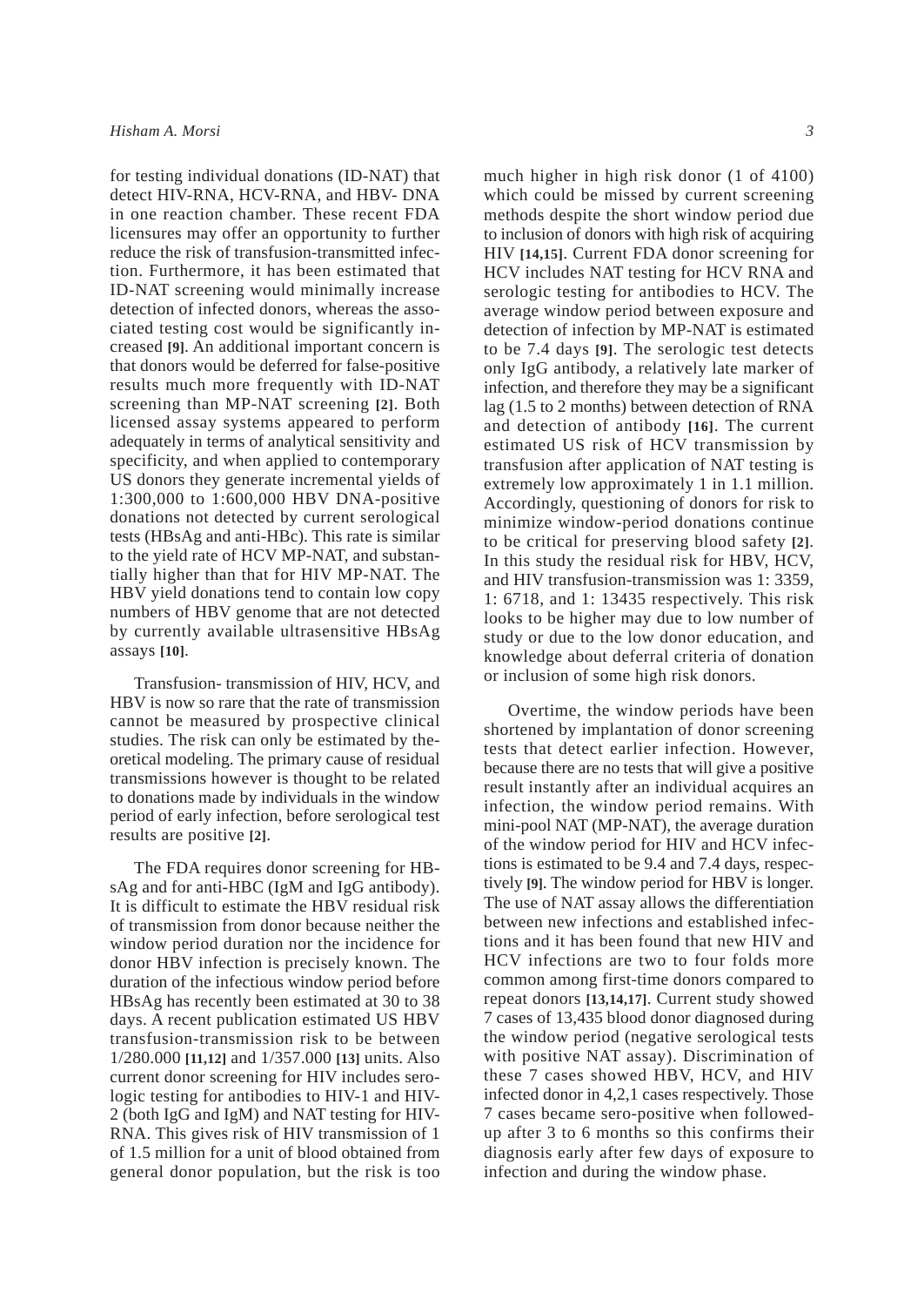for testing individual donations (ID-NAT) that detect HIV-RNA, HCV-RNA, and HBV- DNA in one reaction chamber. These recent FDA licensures may offer an opportunity to further reduce the risk of transfusion-transmitted infection. Furthermore, it has been estimated that ID-NAT screening would minimally increase detection of infected donors, whereas the associated testing cost would be significantly increased **[9]**. An additional important concern is that donors would be deferred for false-positive results much more frequently with ID-NAT screening than MP-NAT screening **[2]**. Both licensed assay systems appeared to perform adequately in terms of analytical sensitivity and specificity, and when applied to contemporary US donors they generate incremental yields of 1:300,000 to 1:600,000 HBV DNA-positive donations not detected by current serological tests (HBsAg and anti-HBc). This rate is similar to the yield rate of HCV MP-NAT, and substantially higher than that for HIV MP-NAT. The HBV yield donations tend to contain low copy numbers of HBV genome that are not detected by currently available ultrasensitive HBsAg assays **[10]**.

Transfusion- transmission of HIV, HCV, and HBV is now so rare that the rate of transmission cannot be measured by prospective clinical studies. The risk can only be estimated by theoretical modeling. The primary cause of residual transmissions however is thought to be related to donations made by individuals in the window period of early infection, before serological test results are positive **[2]**.

The FDA requires donor screening for HBsAg and for anti-HBC (IgM and IgG antibody). It is difficult to estimate the HBV residual risk of transmission from donor because neither the window period duration nor the incidence for donor HBV infection is precisely known. The duration of the infectious window period before HBsAg has recently been estimated at 30 to 38 days. A recent publication estimated US HBV transfusion-transmission risk to be between 1/280.000 **[11,12]** and 1/357.000 **[13]** units. Also current donor screening for HIV includes serologic testing for antibodies to HIV-1 and HIV-2 (both IgG and IgM) and NAT testing for HIV-RNA. This gives risk of HIV transmission of 1 of 1.5 million for a unit of blood obtained from general donor population, but the risk is too much higher in high risk donor (1 of 4100) which could be missed by current screening methods despite the short window period due to inclusion of donors with high risk of acquiring HIV **[14,15]**. Current FDA donor screening for HCV includes NAT testing for HCV RNA and serologic testing for antibodies to HCV. The average window period between exposure and detection of infection by MP-NAT is estimated to be 7.4 days **[9]**. The serologic test detects only IgG antibody, a relatively late marker of infection, and therefore they may be a significant lag (1.5 to 2 months) between detection of RNA and detection of antibody **[16]**. The current estimated US risk of HCV transmission by transfusion after application of NAT testing is extremely low approximately 1 in 1.1 million. Accordingly, questioning of donors for risk to minimize window-period donations continue to be critical for preserving blood safety **[2]**. In this study the residual risk for HBV, HCV, and HIV transfusion-transmission was 1: 3359, 1: 6718, and 1: 13435 respectively. This risk looks to be higher may due to low number of study or due to the low donor education, and knowledge about deferral criteria of donation or inclusion of some high risk donors.

Overtime, the window periods have been shortened by implantation of donor screening tests that detect earlier infection. However, because there are no tests that will give a positive result instantly after an individual acquires an infection, the window period remains. With mini-pool NAT (MP-NAT), the average duration of the window period for HIV and HCV infections is estimated to be 9.4 and 7.4 days, respectively **[9]**. The window period for HBV is longer. The use of NAT assay allows the differentiation between new infections and established infections and it has been found that new HIV and HCV infections are two to four folds more common among first-time donors compared to repeat donors **[13,14,17]**. Current study showed 7 cases of 13,435 blood donor diagnosed during the window period (negative serological tests with positive NAT assay). Discrimination of these 7 cases showed HBV, HCV, and HIV infected donor in 4,2,1 cases respectively. Those 7 cases became sero-positive when followed-up after 3 to 6 months so this confirms their diagnosis early after few days of exposure to infection and during the window phase.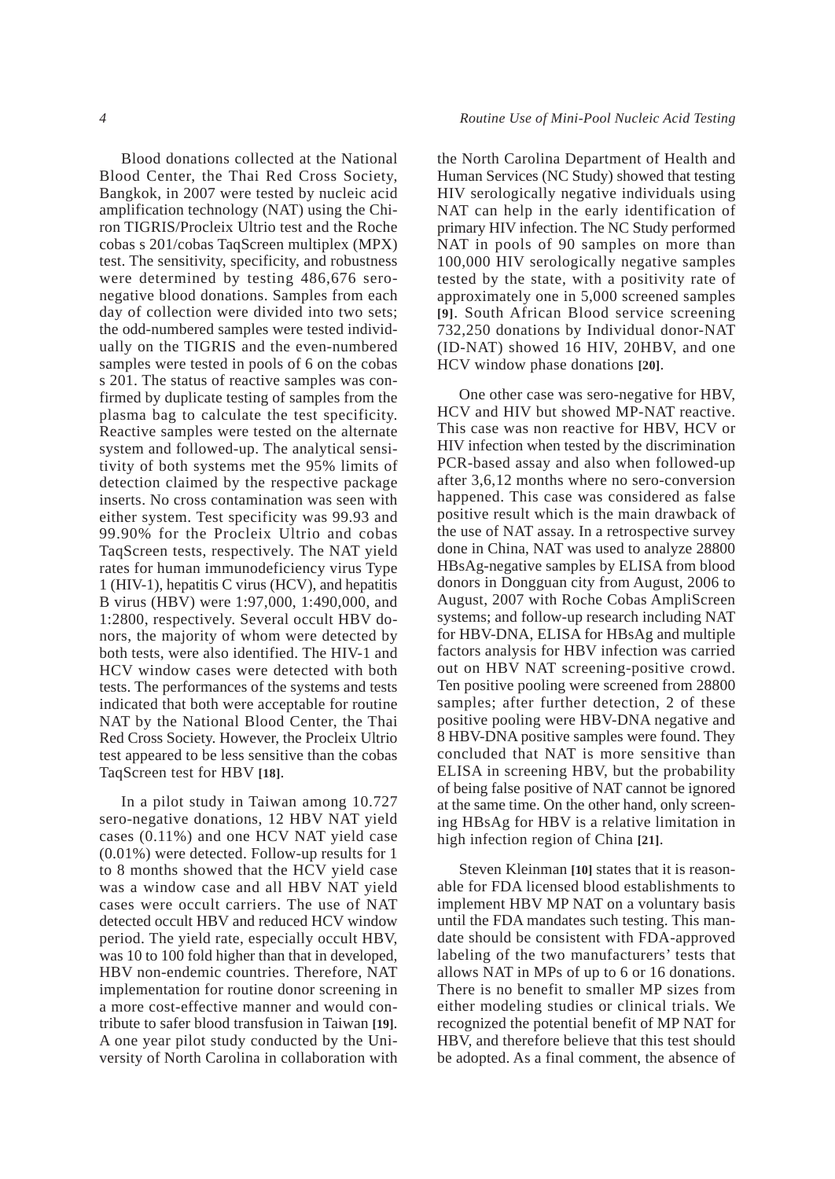Blood donations collected at the National Blood Center, the Thai Red Cross Society, Bangkok, in 2007 were tested by nucleic acid amplification technology (NAT) using the Chiron TIGRIS/Procleix Ultrio test and the Roche cobas s 201/cobas TaqScreen multiplex (MPX) test. The sensitivity, specificity, and robustness were determined by testing 486,676 sero-negative blood donations. Samples from each day of collection were divided into two sets; the odd-numbered samples were tested individually on the TIGRIS and the even-numbered samples were tested in pools of 6 on the cobas s 201. The status of reactive samples was confirmed by duplicate testing of samples from the plasma bag to calculate the test specificity. Reactive samples were tested on the alternate system and followed-up. The analytical sensitivity of both systems met the 95% limits of detection claimed by the respective package inserts. No cross contamination was seen with either system. Test specificity was 99.93 and 99.90% for the Procleix Ultrio and cobas TaqScreen tests, respectively. The NAT yield rates for human immunodeficiency virus Type 1 (HIV-1), hepatitis C virus (HCV), and hepatitis B virus (HBV) were 1:97,000, 1:490,000, and 1:2800, respectively. Several occult HBV donors, the majority of whom were detected by both tests, were also identified. The HIV-1 and HCV window cases were detected with both tests. The performances of the systems and tests indicated that both were acceptable for routine NAT by the National Blood Center, the Thai Red Cross Society. However, the Procleix Ultrio test appeared to be less sensitive than the cobas TaqScreen test for HBV **[18]**.

In a pilot study in Taiwan among 10.727 sero-negative donations, 12 HBV NAT yield cases (0.11%) and one HCV NAT yield case (0.01%) were detected. Follow-up results for 1 to 8 months showed that the HCV yield case was a window case and all HBV NAT yield cases were occult carriers. The use of NAT detected occult HBV and reduced HCV window period. The yield rate, especially occult HBV, was 10 to 100 fold higher than that in developed, HBV non-endemic countries. Therefore, NAT implementation for routine donor screening in a more cost-effective manner and would contribute to safer blood transfusion in Taiwan **[19]**. A one year pilot study conducted by the University of North Carolina in collaboration with the North Carolina Department of Health and Human Services (NC Study) showed that testing HIV serologically negative individuals using NAT can help in the early identification of primary HIV infection. The NC Study performed NAT in pools of 90 samples on more than 100,000 HIV serologically negative samples tested by the state, with a positivity rate of approximately one in 5,000 screened samples **[9]**. South African Blood service screening 732,250 donations by Individual donor-NAT (ID-NAT) showed 16 HIV, 20HBV, and one HCV window phase donations **[20]**.

One other case was sero-negative for HBV, HCV and HIV but showed MP-NAT reactive. This case was non reactive for HBV, HCV or HIV infection when tested by the discrimination PCR-based assay and also when followed-up after 3,6,12 months where no sero-conversion happened. This case was considered as false positive result which is the main drawback of the use of NAT assay. In a retrospective survey done in China, NAT was used to analyze 28800 HBsAg-negative samples by ELISA from blood donors in Dongguan city from August, 2006 to August, 2007 with Roche Cobas AmpliScreen systems; and follow-up research including NAT for HBV-DNA, ELISA for HBsAg and multiple factors analysis for HBV infection was carried out on HBV NAT screening-positive crowd. Ten positive pooling were screened from 28800 samples; after further detection, 2 of these positive pooling were HBV-DNA negative and 8 HBV-DNA positive samples were found. They concluded that NAT is more sensitive than ELISA in screening HBV, but the probability of being false positive of NAT cannot be ignored at the same time. On the other hand, only screening HBsAg for HBV is a relative limitation in high infection region of China **[21]**.

Steven Kleinman **[10]** states that it is reasonable for FDA licensed blood establishments to implement HBV MP NAT on a voluntary basis until the FDA mandates such testing. This mandate should be consistent with FDA-approved labeling of the two manufacturers' tests that allows NAT in MPs of up to 6 or 16 donations. There is no benefit to smaller MP sizes from either modeling studies or clinical trials. We recognized the potential benefit of MP NAT for HBV, and therefore believe that this test should be adopted. As a final comment, the absence of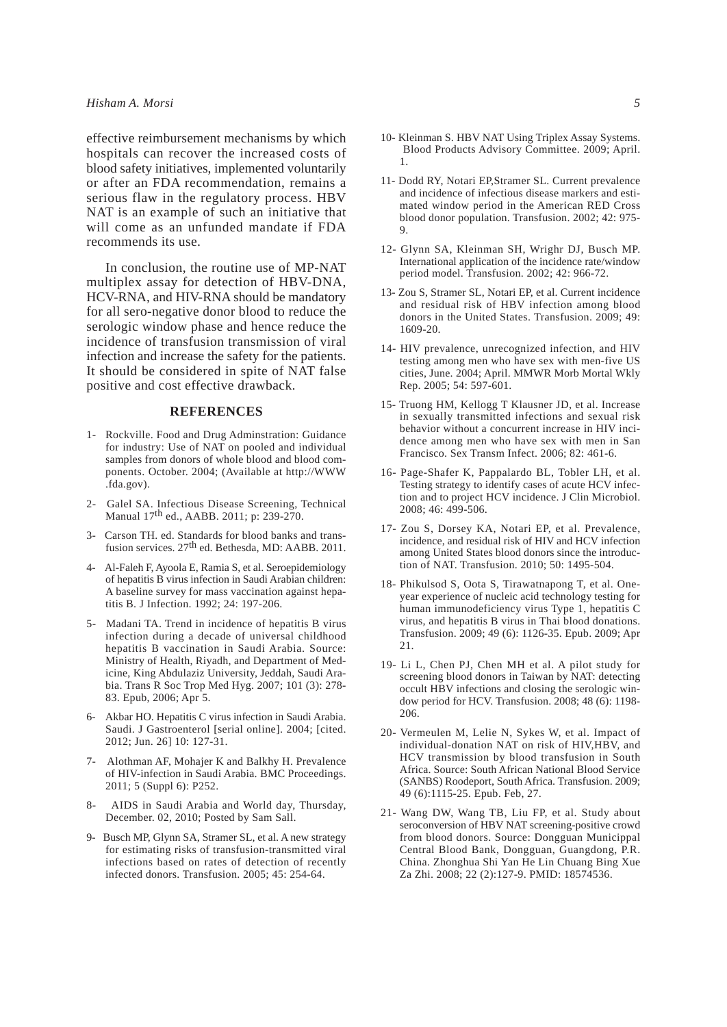effective reimbursement mechanisms by which hospitals can recover the increased costs of blood safety initiatives, implemented voluntarily or after an FDA recommendation, remains a serious flaw in the regulatory process. HBV NAT is an example of such an initiative that will come as an unfunded mandate if FDA recommends its use.

In conclusion, the routine use of MP-NAT multiplex assay for detection of HBV-DNA, HCV-RNA, and HIV-RNA should be mandatory for all sero-negative donor blood to reduce the serologic window phase and hence reduce the incidence of transfusion transmission of viral infection and increase the safety for the patients. It should be considered in spite of NAT false positive and cost effective drawback.

## REFERENCES

1- Rockville. Food and Drug Adminstration: Guidance for industry: Use of NAT on pooled and individual samples from donors of whole blood and blood components. October. 2004; (Available at http://WWW .fda.gov).

2- Galel SA. Infectious Disease Screening, Technical Manual 17th ed., AABB. 2011; p: 239-270.

3- Carson TH. ed. Standards for blood banks and transfusion services. 27th ed. Bethesda, MD: AABB. 2011.

4- Al-Faleh F, Ayoola E, Ramia S, et al. Seroepidemiology of hepatitis B virus infection in Saudi Arabian children: A baseline survey for mass vaccination against hepatitis B. J Infection. 1992; 24: 197-206.

5- Madani TA. Trend in incidence of hepatitis B virus infection during a decade of universal childhood hepatitis B vaccination in Saudi Arabia. Source: Ministry of Health, Riyadh, and Department of Medicine, King Abdulaziz University, Jeddah, Saudi Arabia. Trans R Soc Trop Med Hyg. 2007; 101 (3): 278-83. Epub, 2006; Apr 5.

6- Akbar HO. Hepatitis C virus infection in Saudi Arabia. Saudi. J Gastroenterol [serial online]. 2004; [cited. 2012; Jun. 26] 10: 127-31.

7- Alothman AF, Mohajer K and Balkhy H. Prevalence of HIV-infection in Saudi Arabia. BMC Proceedings. 2011; 5 (Suppl 6): P252.

8- AIDS in Saudi Arabia and World day, Thursday, December. 02, 2010; Posted by Sam Sall.

9- Busch MP, Glynn SA, Stramer SL, et al. A new strategy for estimating risks of transfusion-transmitted viral infections based on rates of detection of recently infected donors. Transfusion. 2005; 45: 254-64.

10- Kleinman S. HBV NAT Using Triplex Assay Systems. Blood Products Advisory Committee. 2009; April. 1.

11- Dodd RY, Notari EP,Stramer SL. Current prevalence and incidence of infectious disease markers and estimated window period in the American RED Cross blood donor population. Transfusion. 2002; 42: 975-9.

12- Glynn SA, Kleinman SH, Wrighr DJ, Busch MP. International application of the incidence rate/window period model. Transfusion. 2002; 42: 966-72.

13- Zou S, Stramer SL, Notari EP, et al. Current incidence and residual risk of HBV infection among blood donors in the United States. Transfusion. 2009; 49: 1609-20.

14- HIV prevalence, unrecognized infection, and HIV testing among men who have sex with men-five US cities, June. 2004; April. MMWR Morb Mortal Wkly Rep. 2005; 54: 597-601.

15- Truong HM, Kellogg T Klausner JD, et al. Increase in sexually transmitted infections and sexual risk behavior without a concurrent increase in HIV incidence among men who have sex with men in San Francisco. Sex Transm Infect. 2006; 82: 461-6.

16- Page-Shafer K, Pappalardo BL, Tobler LH, et al. Testing strategy to identify cases of acute HCV infection and to project HCV incidence. J Clin Microbiol. 2008; 46: 499-506.

17- Zou S, Dorsey KA, Notari EP, et al. Prevalence, incidence, and residual risk of HIV and HCV infection among United States blood donors since the introduction of NAT. Transfusion. 2010; 50: 1495-504.

18- Phikulsod S, Oota S, Tirawatnapong T, et al. One-year experience of nucleic acid technology testing for human immunodeficiency virus Type 1, hepatitis C virus, and hepatitis B virus in Thai blood donations. Transfusion. 2009; 49 (6): 1126-35. Epub. 2009; Apr 21.

19- Li L, Chen PJ, Chen MH et al. A pilot study for screening blood donors in Taiwan by NAT: detecting occult HBV infections and closing the serologic window period for HCV. Transfusion. 2008; 48 (6): 1198-206.

20- Vermeulen M, Lelie N, Sykes W, et al. Impact of individual-donation NAT on risk of HIV,HBV, and HCV transmission by blood transfusion in South Africa. Source: South African National Blood Service (SANBS) Roodeport, South Africa. Transfusion. 2009; 49 (6):1115-25. Epub. Feb, 27.

21- Wang DW, Wang TB, Liu FP, et al. Study about seroconversion of HBV NAT screening-positive crowd from blood donors. Source: Dongguan Municippal Central Blood Bank, Dongguan, Guangdong, P.R. China. Zhonghua Shi Yan He Lin Chuang Bing Xue Za Zhi. 2008; 22 (2):127-9. PMID: 18574536.